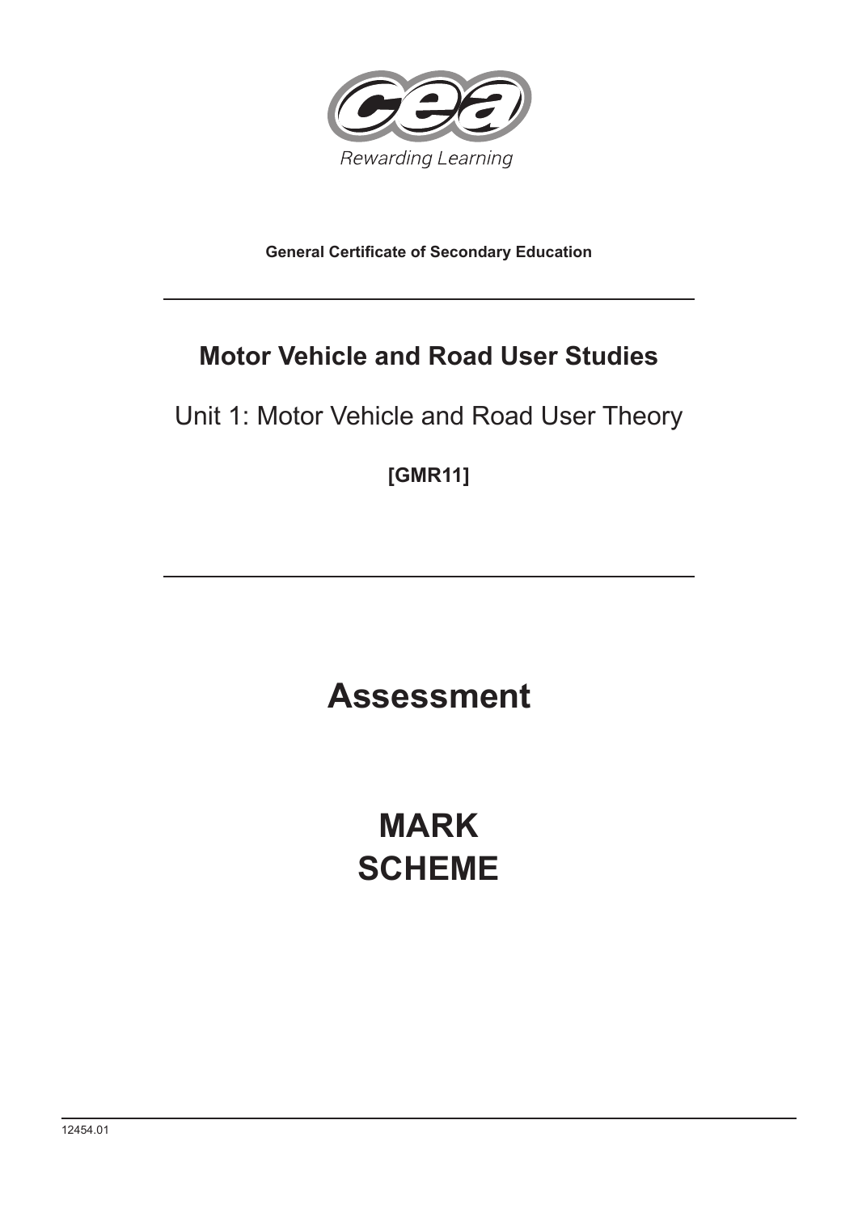Rewarding Learning

**General Certificate of Secondary Education**

# Motor Vehicle and Road User Studies

## Unit 1: Motor Vehicle and Road User Theory

**[GMR11]**

# Assessment

# MARK SCHEME

12454.01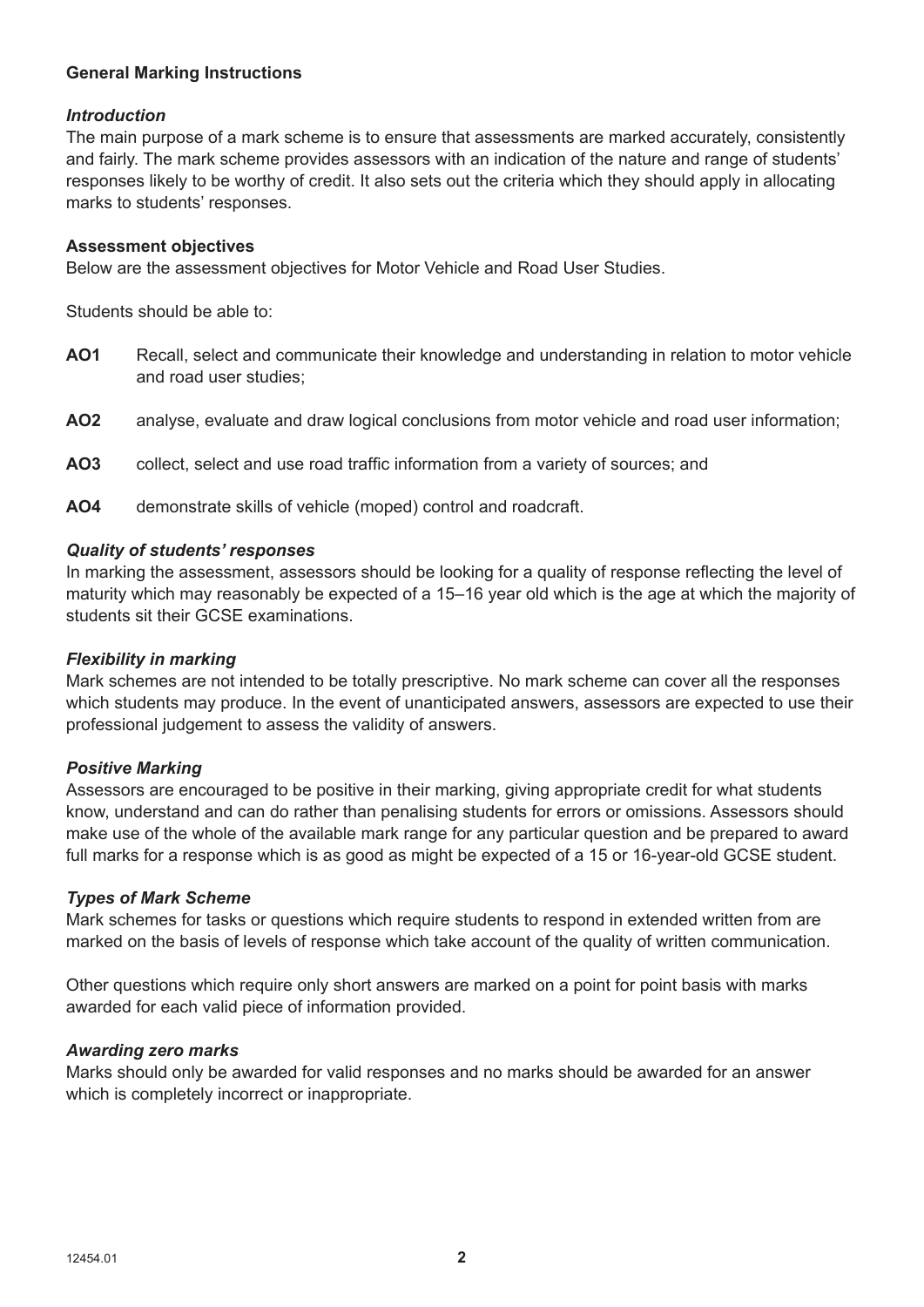## General Marking Instructions

### *Introduction*

The main purpose of a mark scheme is to ensure that assessments are marked accurately, consistently and fairly. The mark scheme provides assessors with an indication of the nature and range of students' responses likely to be worthy of credit. It also sets out the criteria which they should apply in allocating marks to students' responses.

### Assessment objectives

Below are the assessment objectives for Motor Vehicle and Road User Studies.

Students should be able to:

**AO1** Recall, select and communicate their knowledge and understanding in relation to motor vehicle and road user studies;

**AO2** analyse, evaluate and draw logical conclusions from motor vehicle and road user information;

**AO3** collect, select and use road traffic information from a variety of sources; and

**AO4** demonstrate skills of vehicle (moped) control and roadcraft.

### *Quality of students' responses*

In marking the assessment, assessors should be looking for a quality of response reflecting the level of maturity which may reasonably be expected of a 15–16 year old which is the age at which the majority of students sit their GCSE examinations.

### *Flexibility in marking*

Mark schemes are not intended to be totally prescriptive. No mark scheme can cover all the responses which students may produce. In the event of unanticipated answers, assessors are expected to use their professional judgement to assess the validity of answers.

### *Positive Marking*

Assessors are encouraged to be positive in their marking, giving appropriate credit for what students know, understand and can do rather than penalising students for errors or omissions. Assessors should make use of the whole of the available mark range for any particular question and be prepared to award full marks for a response which is as good as might be expected of a 15 or 16-year-old GCSE student.

### *Types of Mark Scheme*

Mark schemes for tasks or questions which require students to respond in extended written from are marked on the basis of levels of response which take account of the quality of written communication.

Other questions which require only short answers are marked on a point for point basis with marks awarded for each valid piece of information provided.

### *Awarding zero marks*

Marks should only be awarded for valid responses and no marks should be awarded for an answer which is completely incorrect or inappropriate.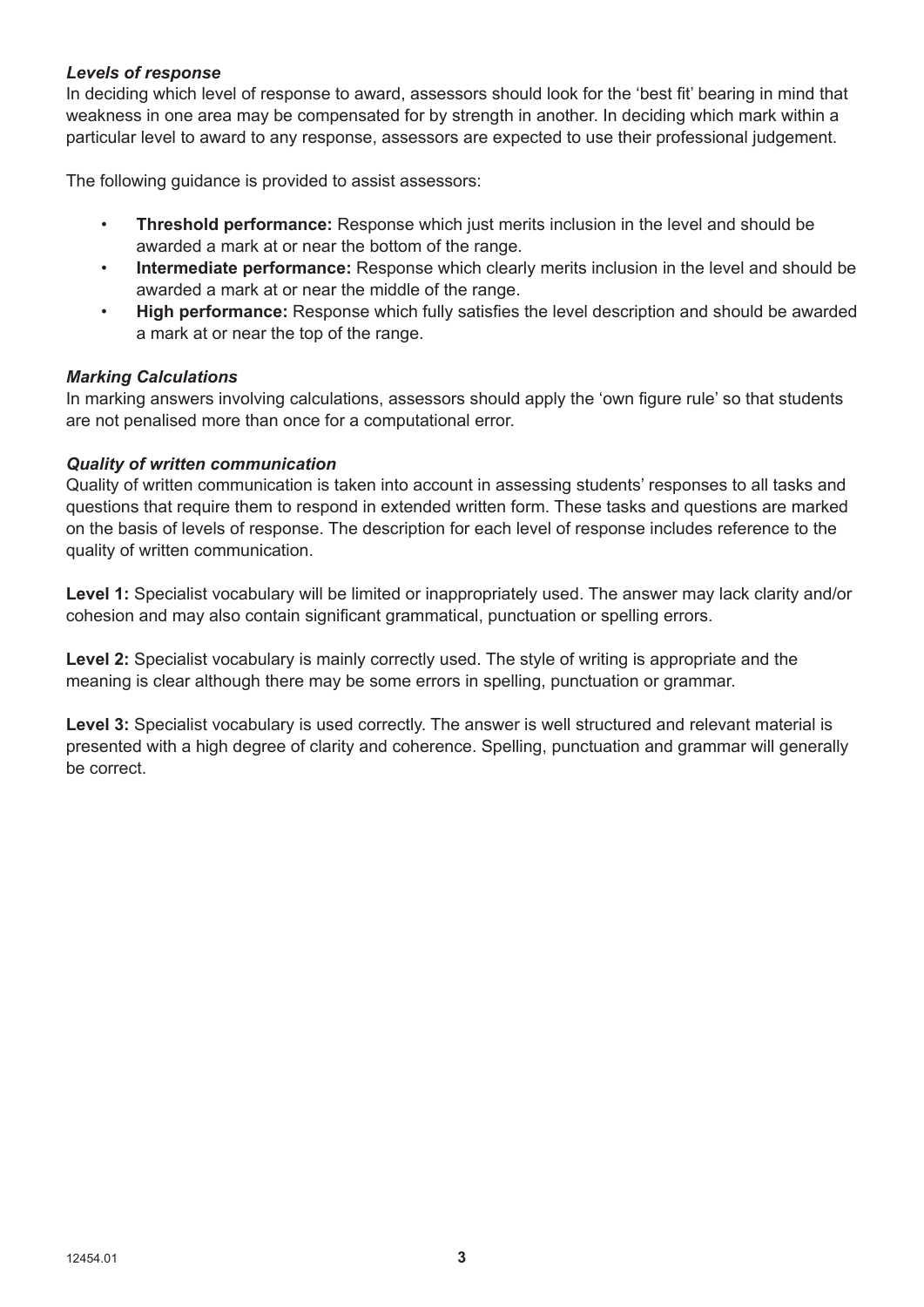***Levels of response***

In deciding which level of response to award, assessors should look for the 'best fit' bearing in mind that weakness in one area may be compensated for by strength in another. In deciding which mark within a particular level to award to any response, assessors are expected to use their professional judgement.

The following guidance is provided to assist assessors:

- **Threshold performance:** Response which just merits inclusion in the level and should be awarded a mark at or near the bottom of the range.
- **Intermediate performance:** Response which clearly merits inclusion in the level and should be awarded a mark at or near the middle of the range.
- **High performance:** Response which fully satisfies the level description and should be awarded a mark at or near the top of the range.

***Marking Calculations***

In marking answers involving calculations, assessors should apply the 'own figure rule' so that students are not penalised more than once for a computational error.

***Quality of written communication***

Quality of written communication is taken into account in assessing students' responses to all tasks and questions that require them to respond in extended written form. These tasks and questions are marked on the basis of levels of response. The description for each level of response includes reference to the quality of written communication.

**Level 1:** Specialist vocabulary will be limited or inappropriately used. The answer may lack clarity and/or cohesion and may also contain significant grammatical, punctuation or spelling errors.

**Level 2:** Specialist vocabulary is mainly correctly used. The style of writing is appropriate and the meaning is clear although there may be some errors in spelling, punctuation or grammar.

**Level 3:** Specialist vocabulary is used correctly. The answer is well structured and relevant material is presented with a high degree of clarity and coherence. Spelling, punctuation and grammar will generally be correct.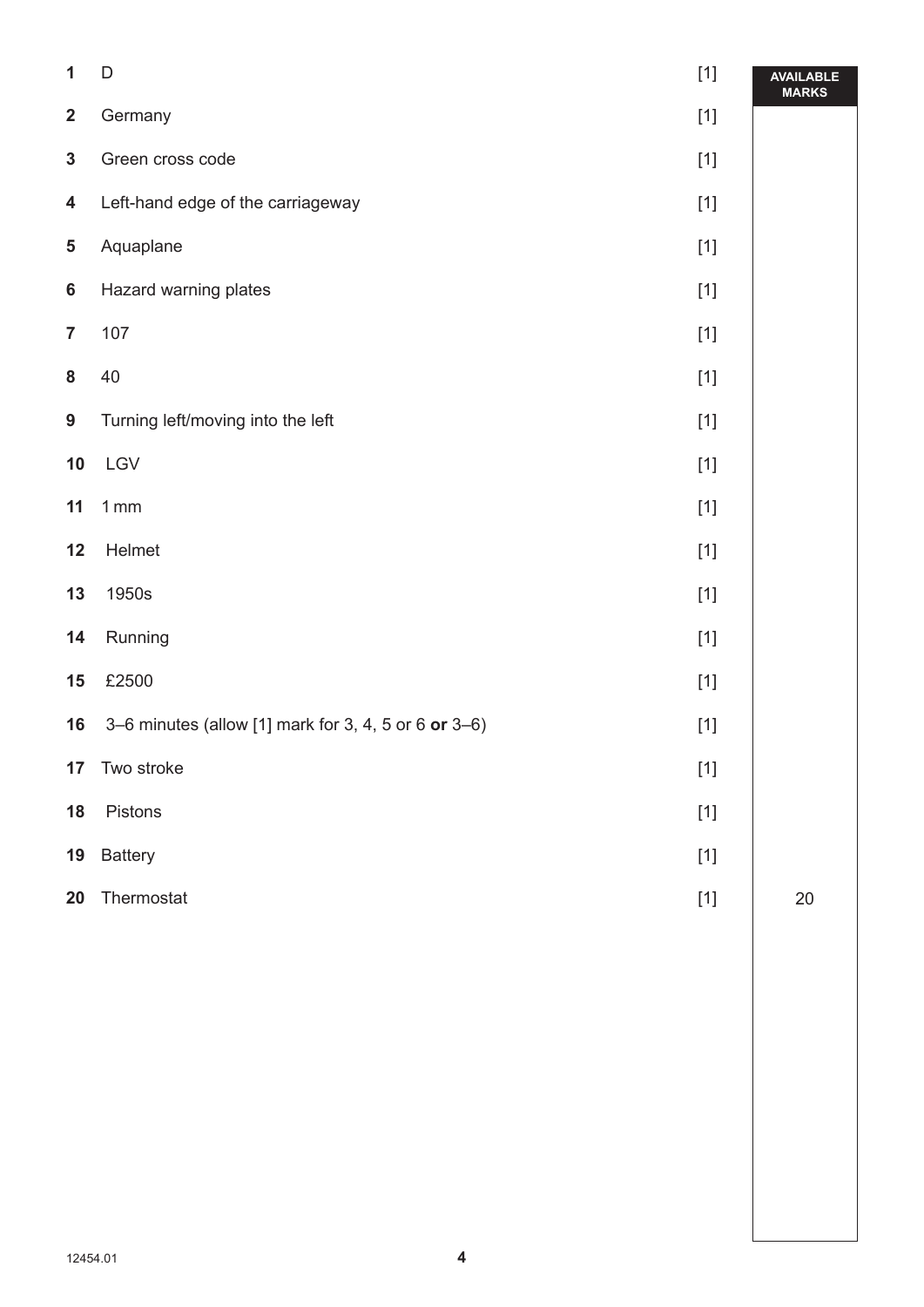| | | | AVAILABLE MARKS |
|---|---|---|---|
| 1 | D | [1] | |
| 2 | Germany | [1] | |
| 3 | Green cross code | [1] | |
| 4 | Left-hand edge of the carriageway | [1] | |
| 5 | Aquaplane | [1] | |
| 6 | Hazard warning plates | [1] | |
| 7 | 107 | [1] | |
| 8 | 40 | [1] | |
| 9 | Turning left/moving into the left | [1] | |
| 10 | LGV | [1] | |
| 11 | 1 mm | [1] | |
| 12 | Helmet | [1] | |
| 13 | 1950s | [1] | |
| 14 | Running | [1] | |
| 15 | £2500 | [1] | |
| 16 | 3–6 minutes (allow [1] mark for 3, 4, 5 or 6 **or** 3–6) | [1] | |
| 17 | Two stroke | [1] | |
| 18 | Pistons | [1] | |
| 19 | Battery | [1] | |
| 20 | Thermostat | [1] | 20 |

12454.01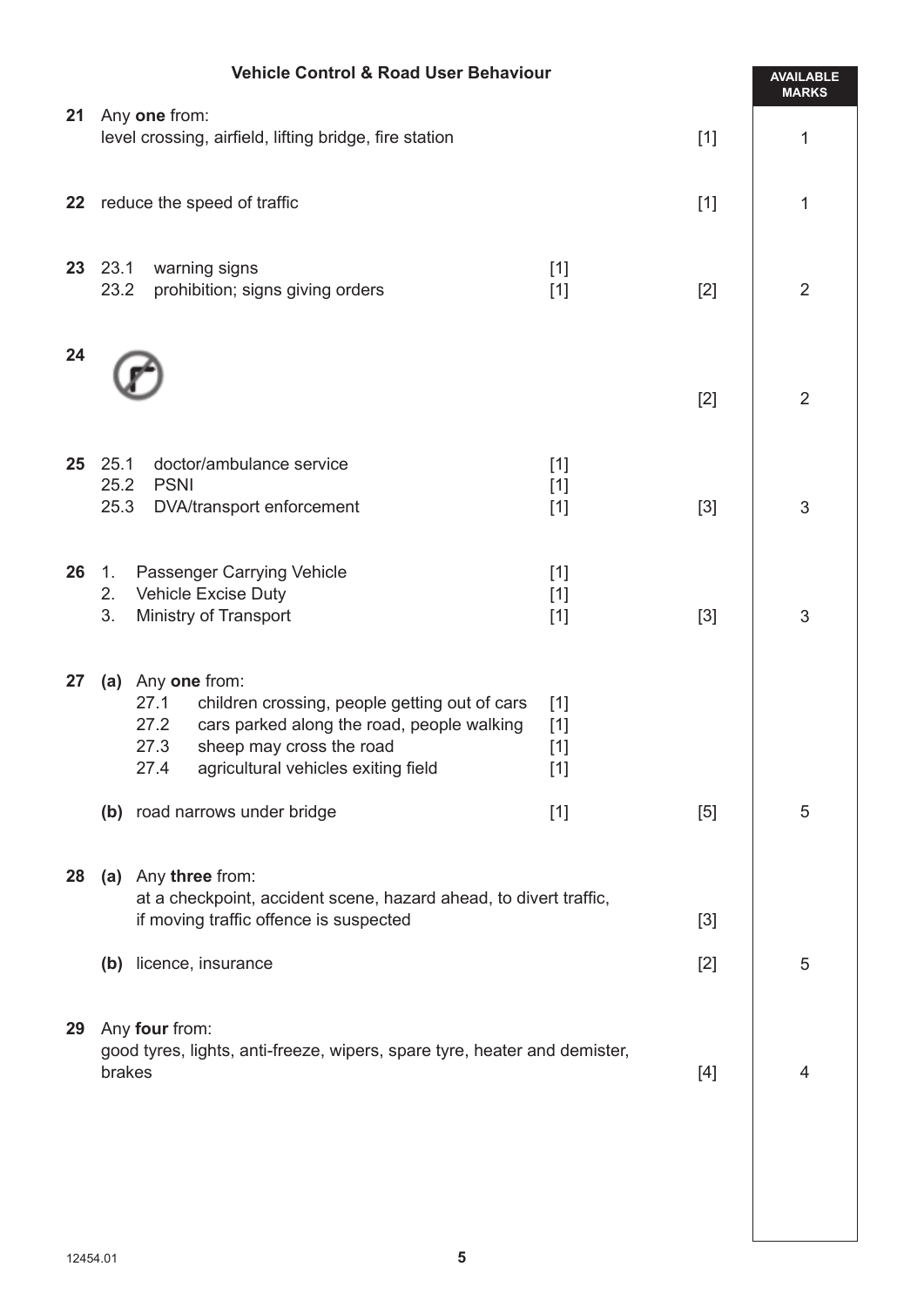## Vehicle Control & Road User Behaviour

| | | | | AVAILABLE MARKS |
|---|---|---|---|---|
| **21** | Any **one** from: level crossing, airfield, lifting bridge, fire station | | [1] | 1 |
| **22** | reduce the speed of traffic | | [1] | 1 |
| **23** | 23.1 warning signs | [1] | | |
| | 23.2 prohibition; signs giving orders | [1] | [2] | 2 |
| **24** | (no right turn sign) | | [2] | 2 |
| **25** | 25.1 doctor/ambulance service | [1] | | |
| | 25.2 PSNI | [1] | | |
| | 25.3 DVA/transport enforcement | [1] | [3] | 3 |
| **26** | 1. Passenger Carrying Vehicle | [1] | | |
| | 2. Vehicle Excise Duty | [1] | | |
| | 3. Ministry of Transport | [1] | [3] | 3 |
| **27** | **(a)** Any **one** from: | | | |
| | 27.1 children crossing, people getting out of cars | [1] | | |
| | 27.2 cars parked along the road, people walking | [1] | | |
| | 27.3 sheep may cross the road | [1] | | |
| | 27.4 agricultural vehicles exiting field | [1] | | |
| | **(b)** road narrows under bridge | [1] | [5] | 5 |
| **28** | **(a)** Any **three** from: at a checkpoint, accident scene, hazard ahead, to divert traffic, if moving traffic offence is suspected | | [3] | |
| | **(b)** licence, insurance | | [2] | 5 |
| **29** | Any **four** from: good tyres, lights, anti-freeze, wipers, spare tyre, heater and demister, brakes | | [4] | 4 |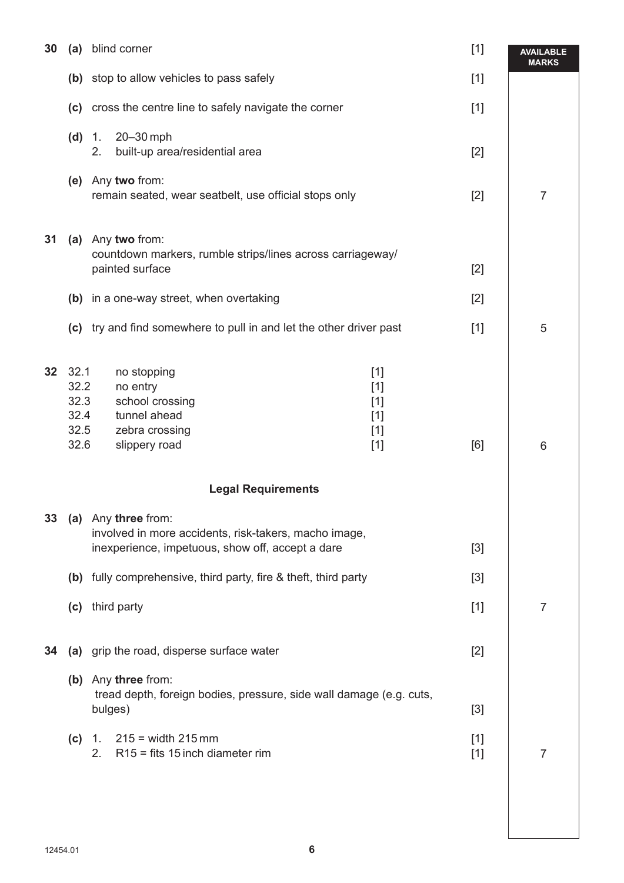| | | | | AVAILABLE MARKS |
|---|---|---|---|---|
| **30** | **(a)** | blind corner | [1] | |
| | **(b)** | stop to allow vehicles to pass safely | [1] | |
| | **(c)** | cross the centre line to safely navigate the corner | [1] | |
| | **(d)** | 1. 20–30 mph<br>2. built-up area/residential area | [2] | |
| | **(e)** | Any **two** from:<br>remain seated, wear seatbelt, use official stops only | [2] | 7 |
| **31** | **(a)** | Any **two** from:<br>countdown markers, rumble strips/lines across carriageway/ painted surface | [2] | |
| | **(b)** | in a one-way street, when overtaking | [2] | |
| | **(c)** | try and find somewhere to pull in and let the other driver past | [1] | 5 |
| **32** | 32.1 | no stopping [1] | | |
| | 32.2 | no entry [1] | | |
| | 32.3 | school crossing [1] | | |
| | 32.4 | tunnel ahead [1] | | |
| | 32.5 | zebra crossing [1] | | |
| | 32.6 | slippery road [1] | [6] | 6 |

**Legal Requirements**

| | | | | |
|---|---|---|---|---|
| **33** | **(a)** | Any **three** from:<br>involved in more accidents, risk-takers, macho image, inexperience, impetuous, show off, accept a dare | [3] | |
| | **(b)** | fully comprehensive, third party, fire & theft, third party | [3] | |
| | **(c)** | third party | [1] | 7 |
| **34** | **(a)** | grip the road, disperse surface water | [2] | |
| | **(b)** | Any **three** from:<br>tread depth, foreign bodies, pressure, side wall damage (e.g. cuts, bulges) | [3] | |
| | **(c)** | 1. 215 = width 215 mm | [1] | |
| | | 2. R15 = fits 15 inch diameter rim | [1] | 7 |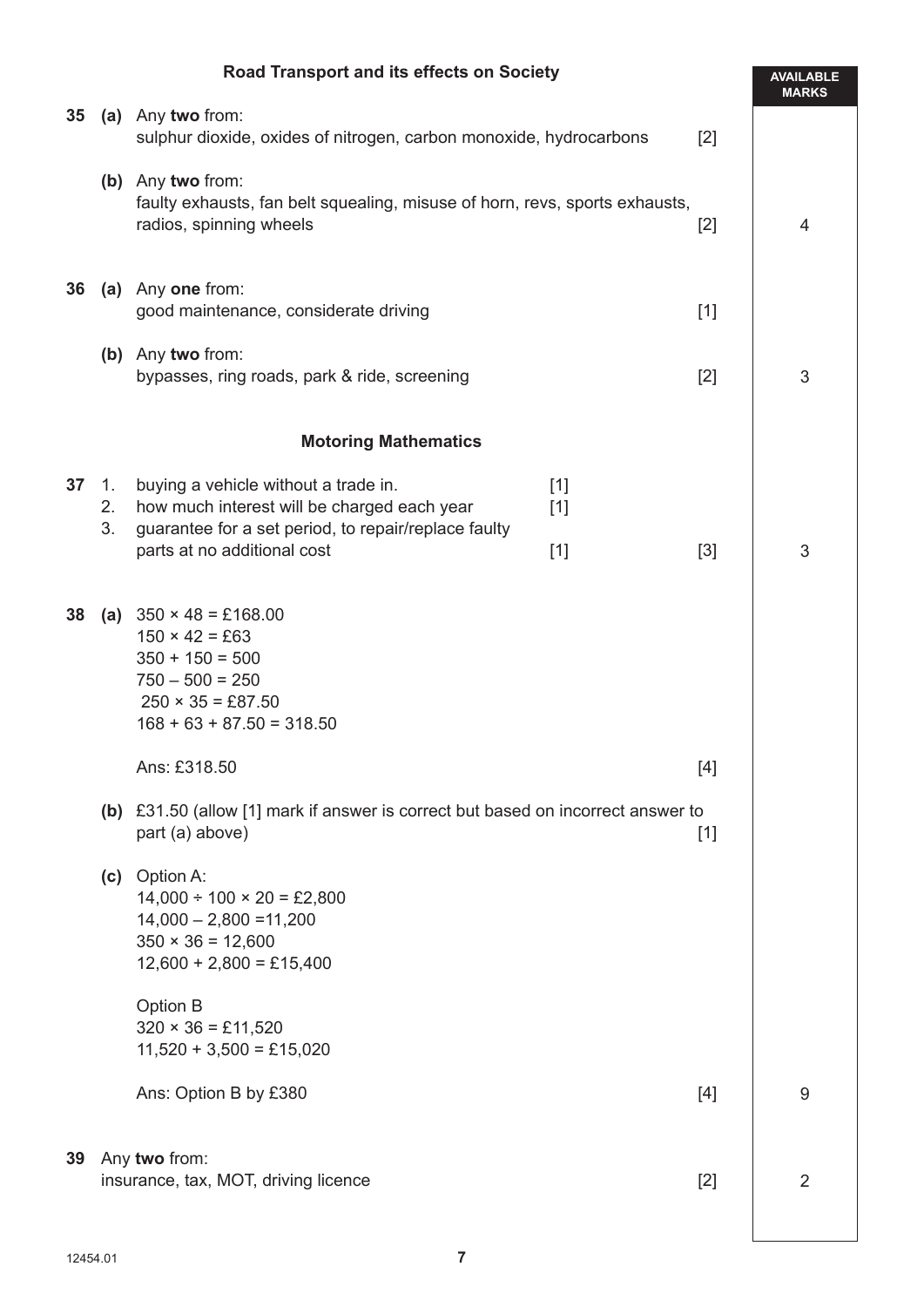## Road Transport and its effects on Society

| | | | | AVAILABLE MARKS |
|---|---|---|---|---|
| **35** | **(a)** | Any **two** from: sulphur dioxide, oxides of nitrogen, carbon monoxide, hydrocarbons | [2] | |
| | **(b)** | Any **two** from: faulty exhausts, fan belt squealing, misuse of horn, revs, sports exhausts, radios, spinning wheels | [2] | 4 |
| **36** | **(a)** | Any **one** from: good maintenance, considerate driving | [1] | |
| | **(b)** | Any **two** from: bypasses, ring roads, park & ride, screening | [2] | 3 |

## Motoring Mathematics

**37**
1. buying a vehicle without a trade in. [1]
2. how much interest will be charged each year [1]
3. guarantee for a set period, to repair/replace faulty parts at no additional cost [1]

[3] — 3

**38** **(a)**

$350 \times 48 = £168.00$
$150 \times 42 = £63$
$350 + 150 = 500$
$750 - 500 = 250$
$250 \times 35 = £87.50$
$168 + 63 + 87.50 = 318.50$

Ans: £318.50 [4]

**(b)** £31.50 (allow [1] mark if answer is correct but based on incorrect answer to part (a) above) [1]

**(c)** Option A:

$14{,}000 \div 100 \times 20 = £2{,}800$
$14{,}000 - 2{,}800 = 11{,}200$
$350 \times 36 = 12{,}600$
$12{,}600 + 2{,}800 = £15{,}400$

Option B

$320 \times 36 = £11{,}520$
$11{,}520 + 3{,}500 = £15{,}020$

Ans: Option B by £380 [4] — 9

**39** Any **two** from:
insurance, tax, MOT, driving licence [2] — 2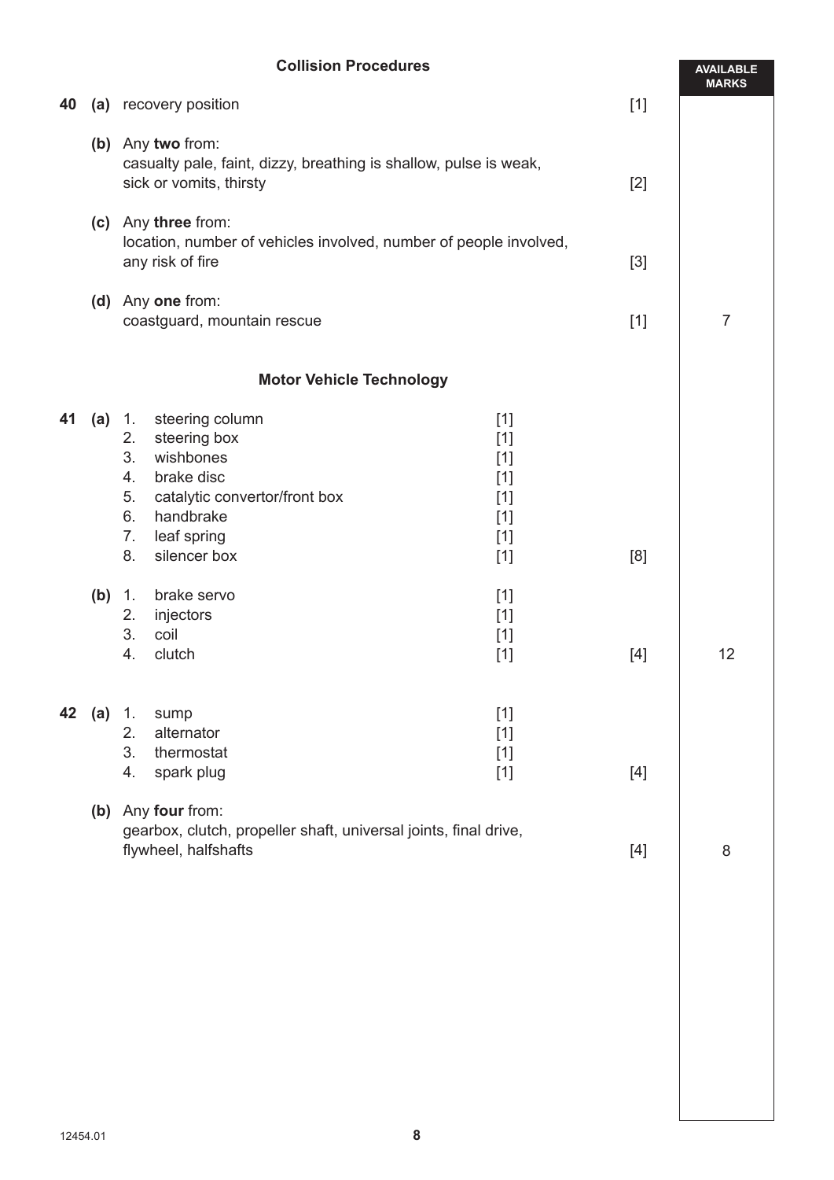## Collision Procedures

| | | | | AVAILABLE MARKS |
|---|---|---|---|---|
| **40** | **(a)** | recovery position | [1] | |
| | **(b)** | Any **two** from: casualty pale, faint, dizzy, breathing is shallow, pulse is weak, sick or vomits, thirsty | [2] | |
| | **(c)** | Any **three** from: location, number of vehicles involved, number of people involved, any risk of fire | [3] | |
| | **(d)** | Any **one** from: coastguard, mountain rescue | [1] | 7 |

## Motor Vehicle Technology

| | | | | | AVAILABLE MARKS |
|---|---|---|---|---|---|
| **41** | **(a)** | 1. steering column | [1] | | |
| | | 2. steering box | [1] | | |
| | | 3. wishbones | [1] | | |
| | | 4. brake disc | [1] | | |
| | | 5. catalytic convertor/front box | [1] | | |
| | | 6. handbrake | [1] | | |
| | | 7. leaf spring | [1] | | |
| | | 8. silencer box | [1] | [8] | |
| | **(b)** | 1. brake servo | [1] | | |
| | | 2. injectors | [1] | | |
| | | 3. coil | [1] | | |
| | | 4. clutch | [1] | [4] | 12 |
| **42** | **(a)** | 1. sump | [1] | | |
| | | 2. alternator | [1] | | |
| | | 3. thermostat | [1] | | |
| | | 4. spark plug | [1] | [4] | |
| | **(b)** | Any **four** from: gearbox, clutch, propeller shaft, universal joints, final drive, flywheel, halfshafts | | [4] | 8 |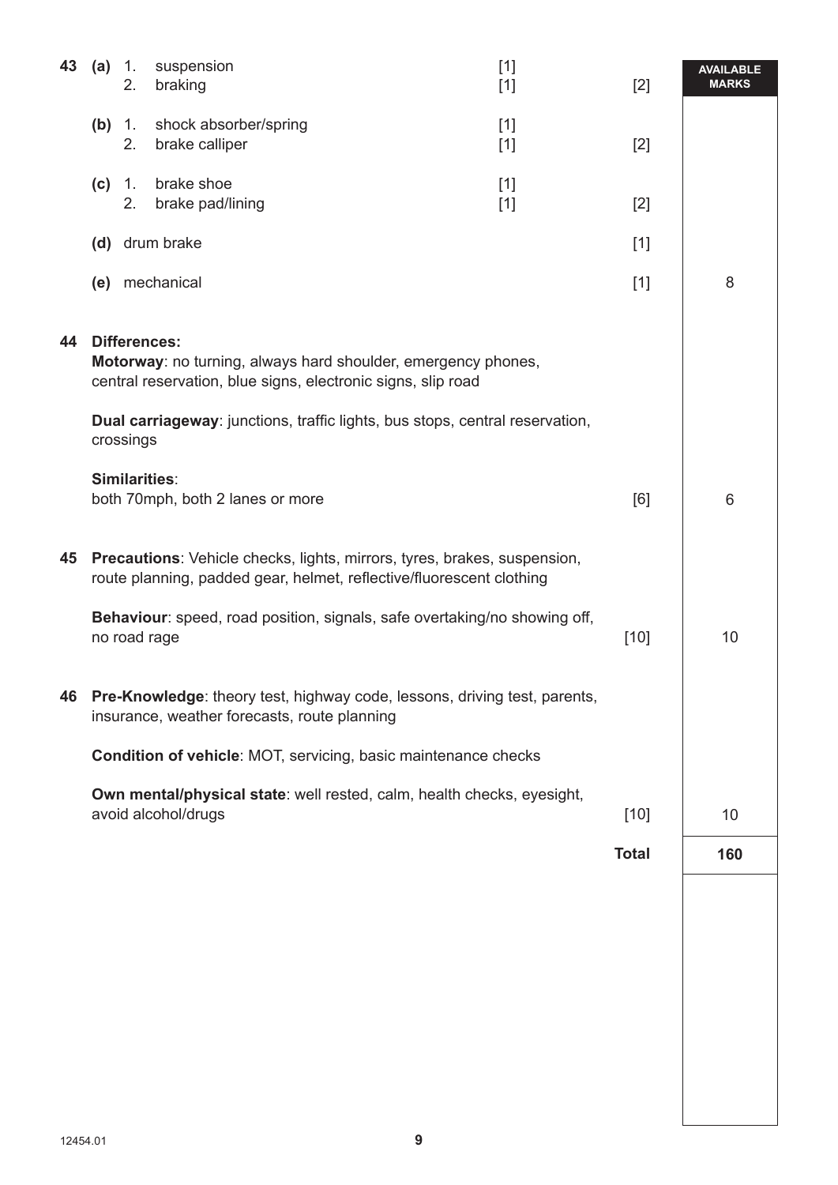| | | | | | | AVAILABLE MARKS |
|---|---|---|---|---|---|---|
| **43** | **(a)** | 1. | suspension | [1] | | |
| | | 2. | braking | [1] | [2] | |
| | **(b)** | 1. | shock absorber/spring | [1] | | |
| | | 2. | brake calliper | [1] | [2] | |
| | **(c)** | 1. | brake shoe | [1] | | |
| | | 2. | brake pad/lining | [1] | [2] | |
| | **(d)** | | drum brake | | [1] | |
| | **(e)** | | mechanical | | [1] | 8 |

**44** **Differences:**
**Motorway**: no turning, always hard shoulder, emergency phones, central reservation, blue signs, electronic signs, slip road

**Dual carriageway**: junctions, traffic lights, bus stops, central reservation, crossings

**Similarities**:
both 70mph, both 2 lanes or more [6] — 6

**45** **Precautions**: Vehicle checks, lights, mirrors, tyres, brakes, suspension, route planning, padded gear, helmet, reflective/fluorescent clothing

**Behaviour**: speed, road position, signals, safe overtaking/no showing off, no road rage [10] — 10

**46** **Pre-Knowledge**: theory test, highway code, lessons, driving test, parents, insurance, weather forecasts, route planning

**Condition of vehicle**: MOT, servicing, basic maintenance checks

**Own mental/physical state**: well rested, calm, health checks, eyesight, avoid alcohol/drugs [10] — 10

**Total** **160**